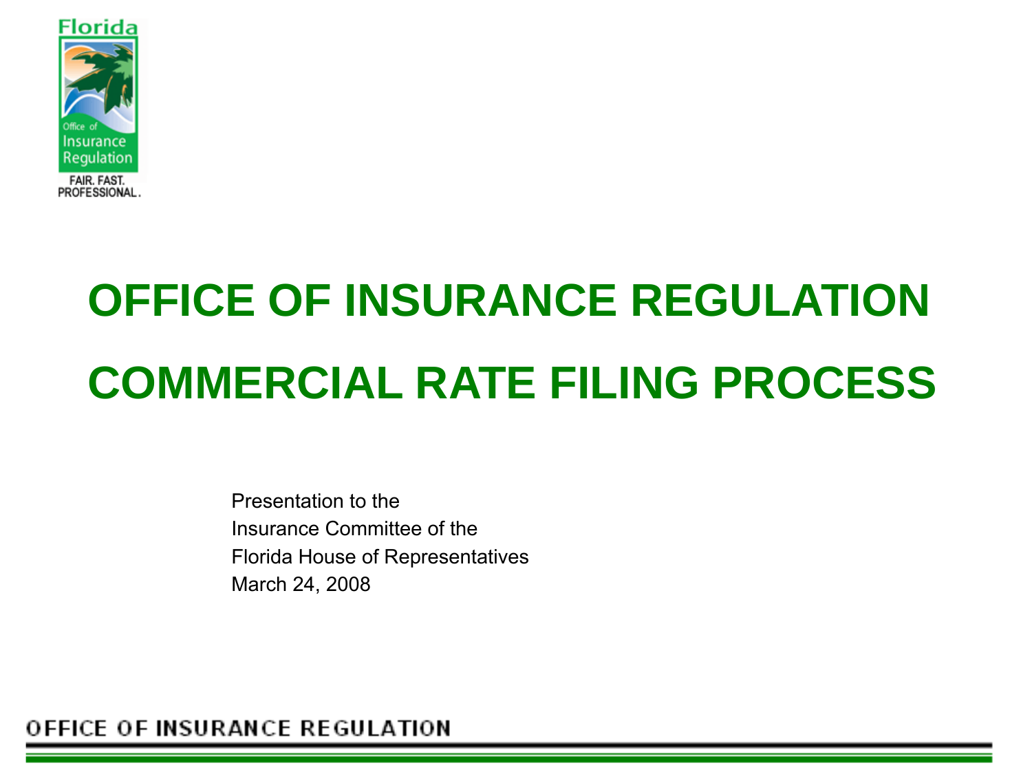# OFFICE OF INSURANCE REGULATION

# COMMERCIAL RATE FILING PROCESS

Presentation to the
Insurance Committee of the
Florida House of Representatives
March 24, 2008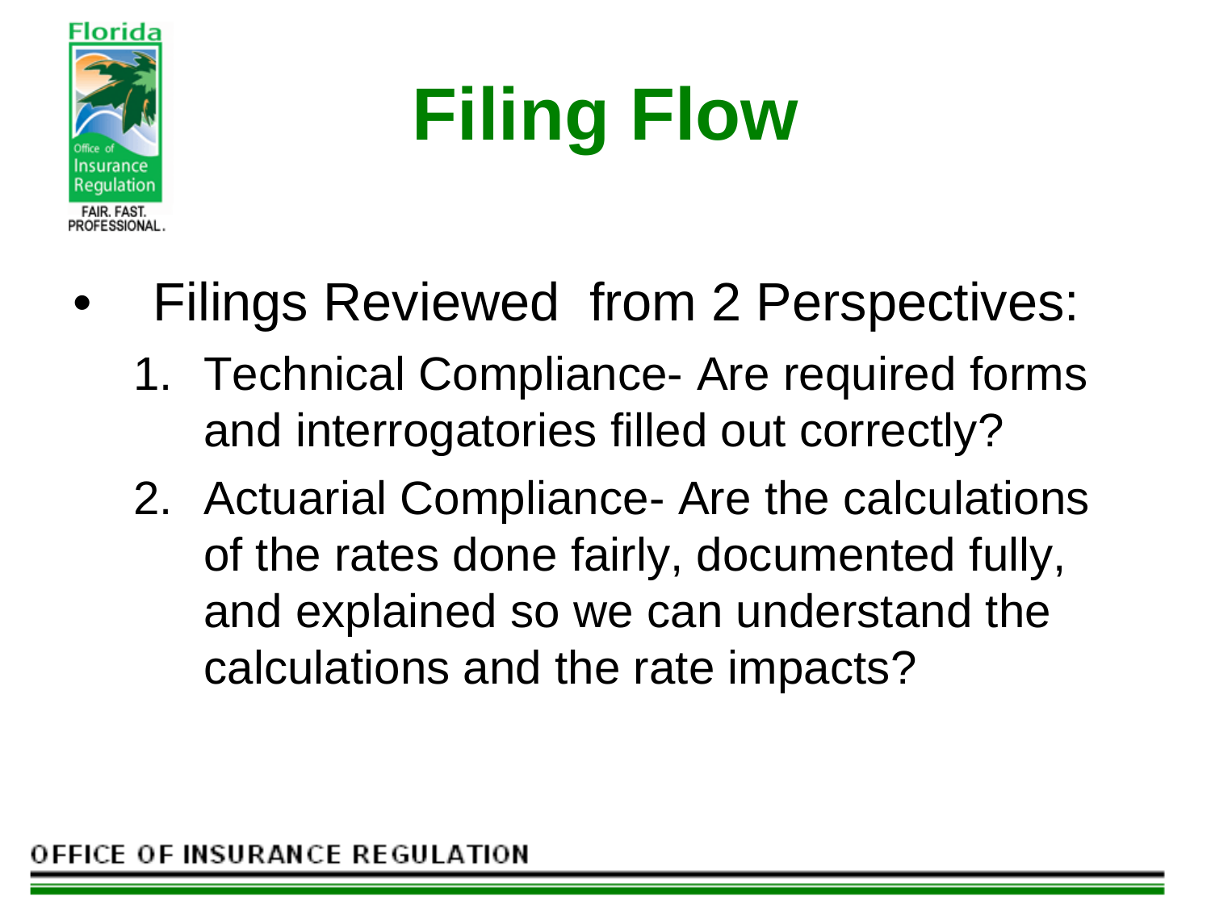# Filing Flow

- Filings Reviewed from 2 Perspectives:
  1. Technical Compliance- Are required forms and interrogatories filled out correctly?
  2. Actuarial Compliance- Are the calculations of the rates done fairly, documented fully, and explained so we can understand the calculations and the rate impacts?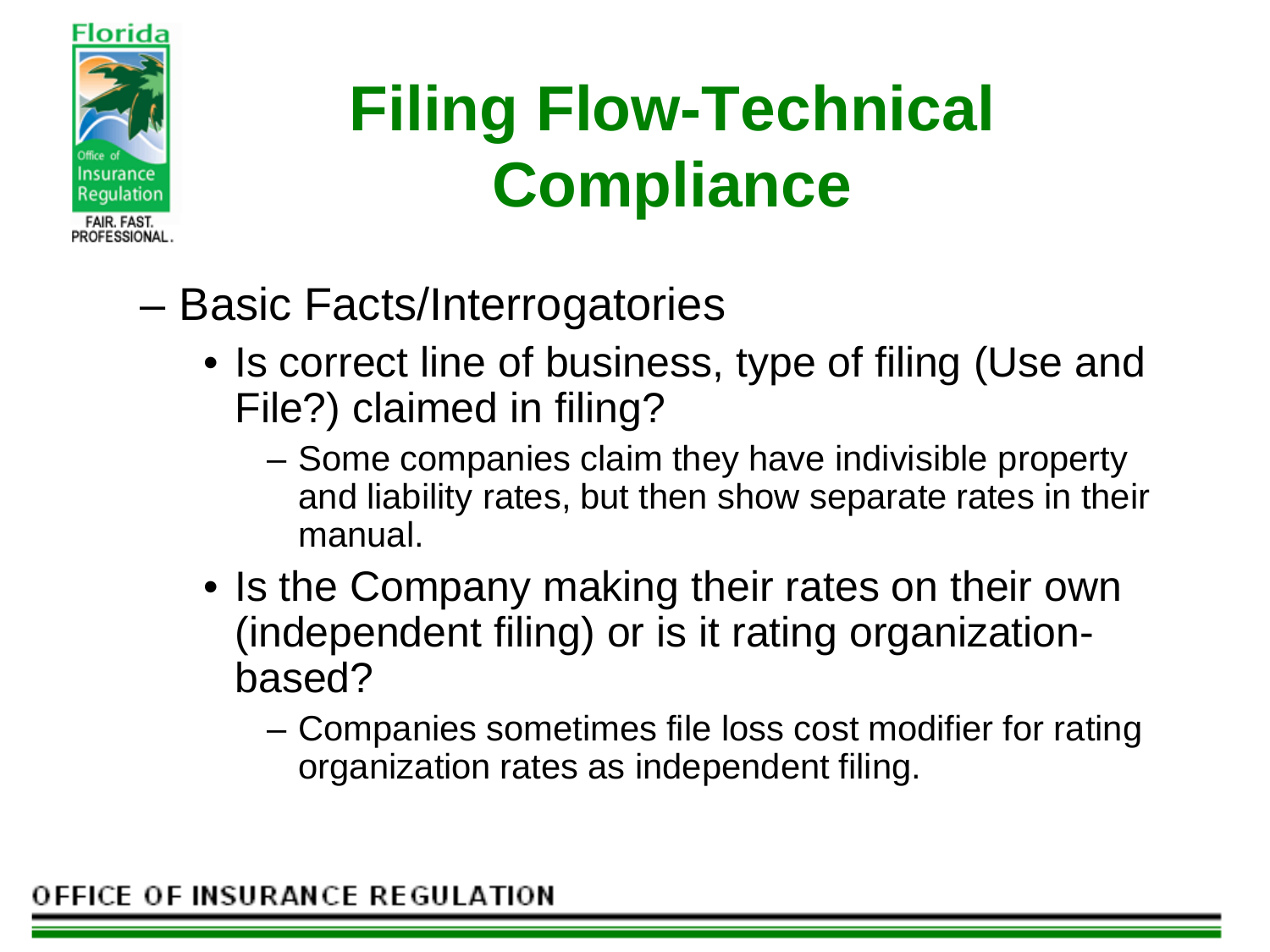# Filing Flow-Technical Compliance

- Basic Facts/Interrogatories
  - Is correct line of business, type of filing (Use and File?) claimed in filing?
    - Some companies claim they have indivisible property and liability rates, but then show separate rates in their manual.
  - Is the Company making their rates on their own (independent filing) or is it rating organization-based?
    - Companies sometimes file loss cost modifier for rating organization rates as independent filing.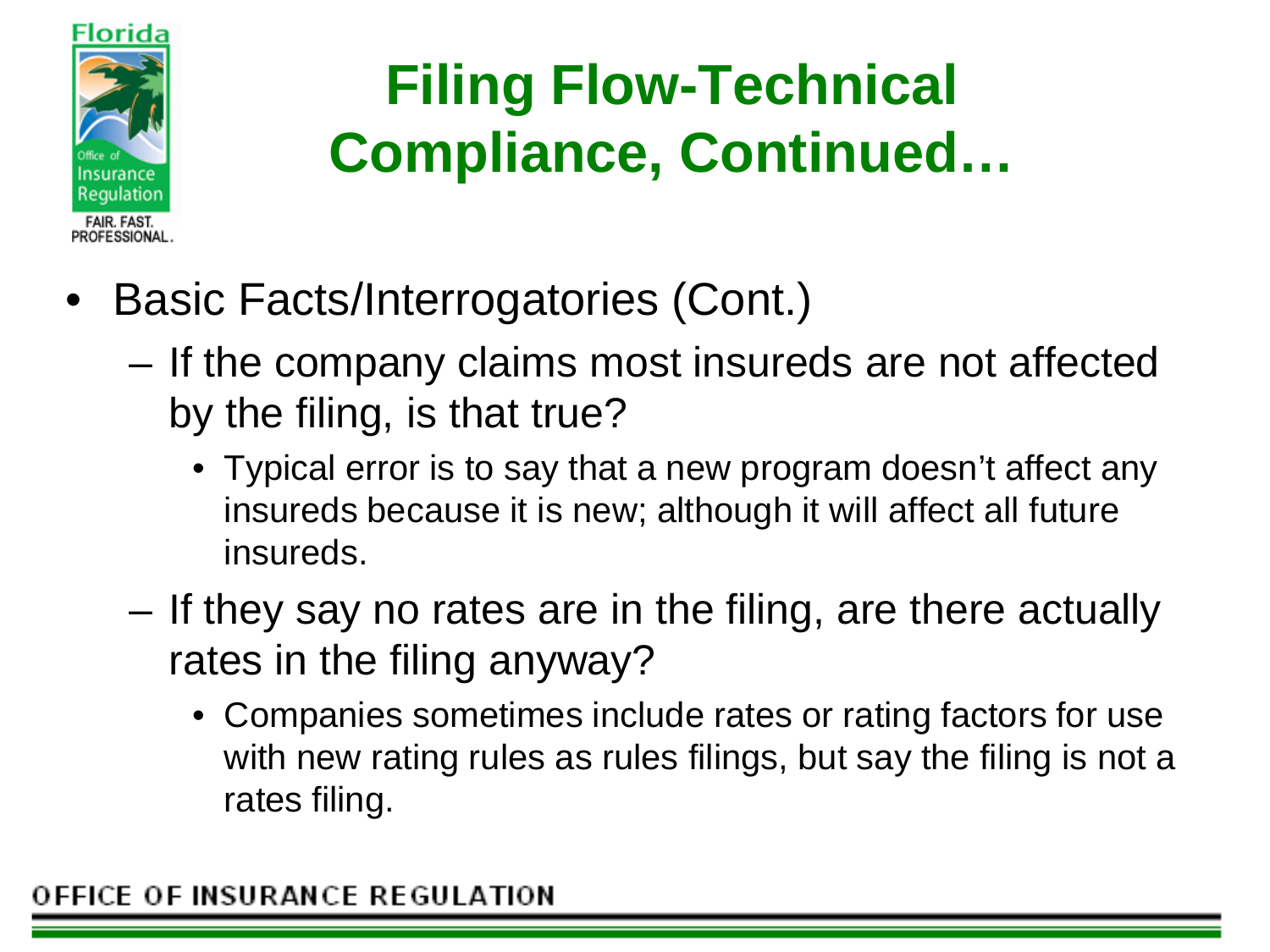# Filing Flow-Technical Compliance, Continued…

- Basic Facts/Interrogatories (Cont.)
  - If the company claims most insureds are not affected by the filing, is that true?
    - Typical error is to say that a new program doesn't affect any insureds because it is new; although it will affect all future insureds.
  - If they say no rates are in the filing, are there actually rates in the filing anyway?
    - Companies sometimes include rates or rating factors for use with new rating rules as rules filings, but say the filing is not a rates filing.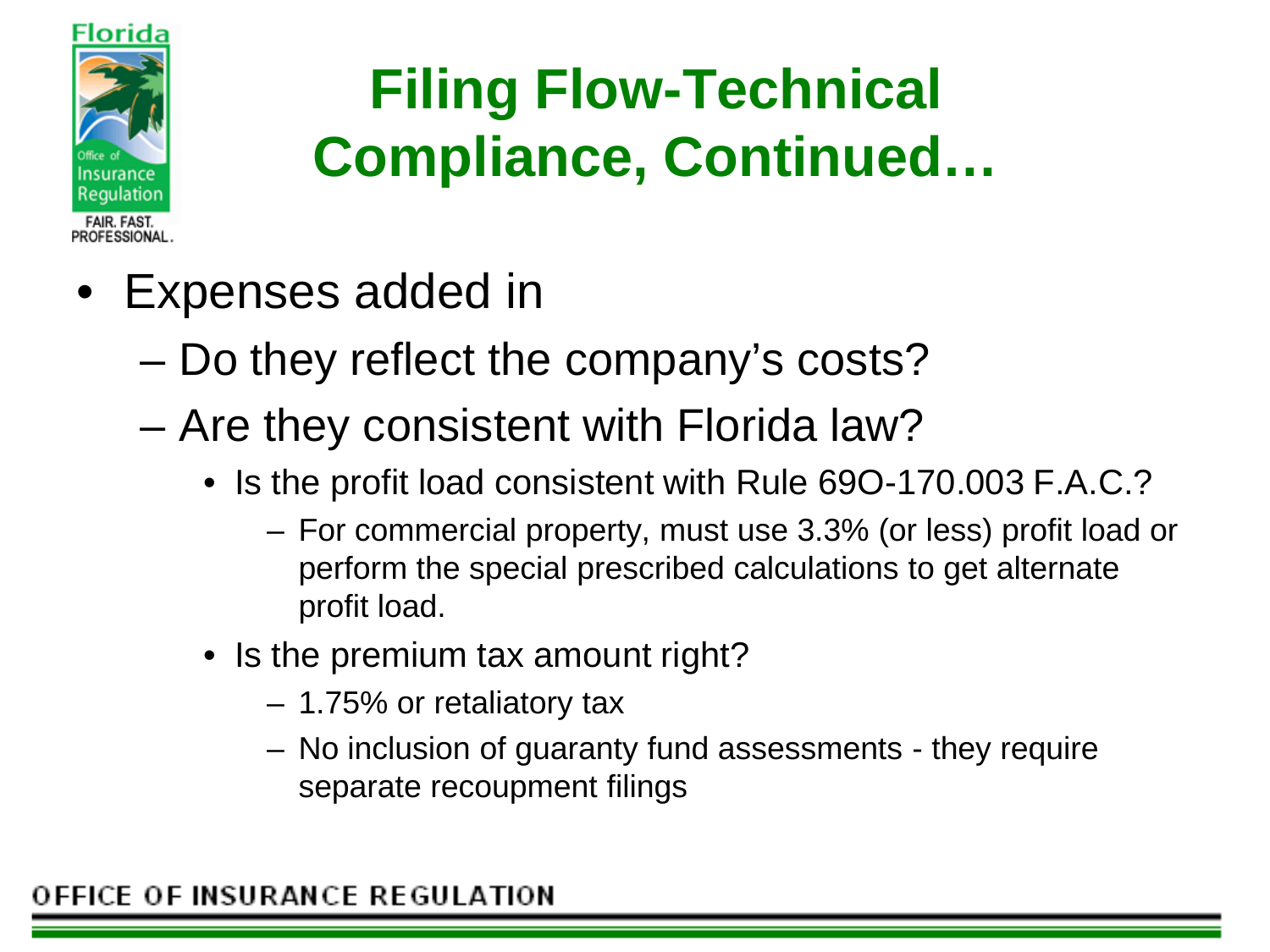# Filing Flow-Technical Compliance, Continued…

- Expenses added in
  - Do they reflect the company's costs?
  - Are they consistent with Florida law?
    - Is the profit load consistent with Rule 69O-170.003 F.A.C.?
      - For commercial property, must use 3.3% (or less) profit load or perform the special prescribed calculations to get alternate profit load.
    - Is the premium tax amount right?
      - 1.75% or retaliatory tax
      - No inclusion of guaranty fund assessments - they require separate recoupment filings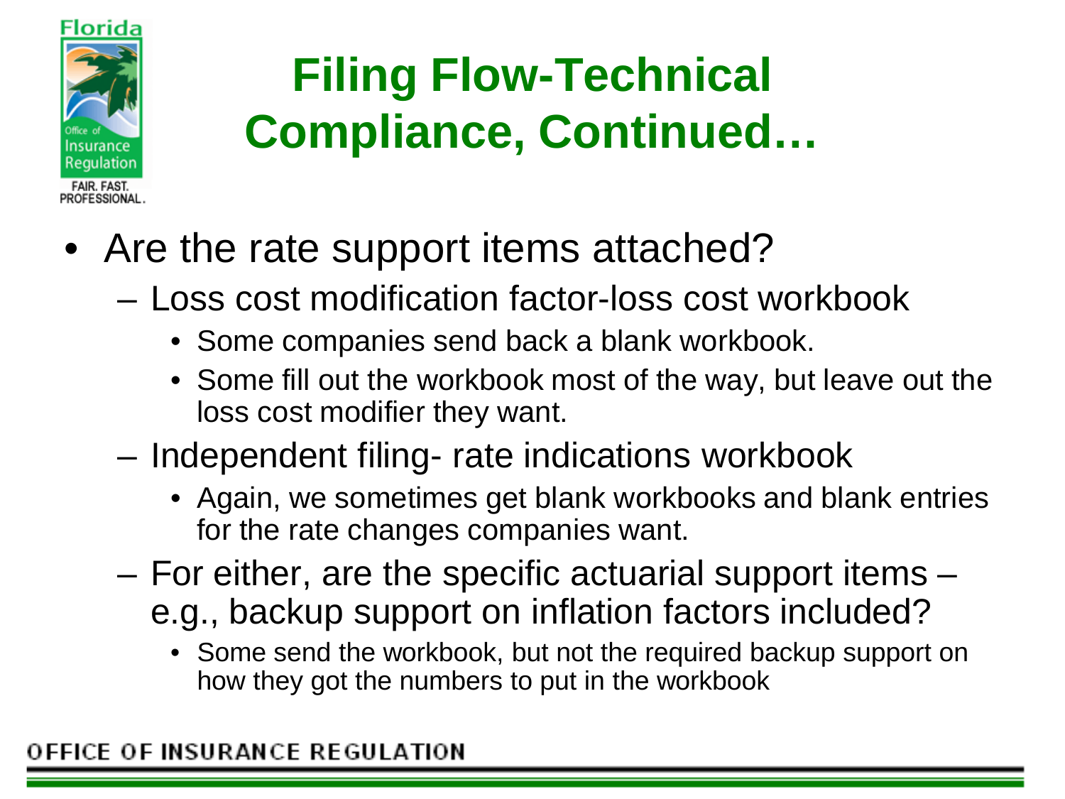# Filing Flow-Technical Compliance, Continued…

- Are the rate support items attached?
  - Loss cost modification factor-loss cost workbook
    - Some companies send back a blank workbook.
    - Some fill out the workbook most of the way, but leave out the loss cost modifier they want.
  - Independent filing- rate indications workbook
    - Again, we sometimes get blank workbooks and blank entries for the rate changes companies want.
  - For either, are the specific actuarial support items – e.g., backup support on inflation factors included?
    - Some send the workbook, but not the required backup support on how they got the numbers to put in the workbook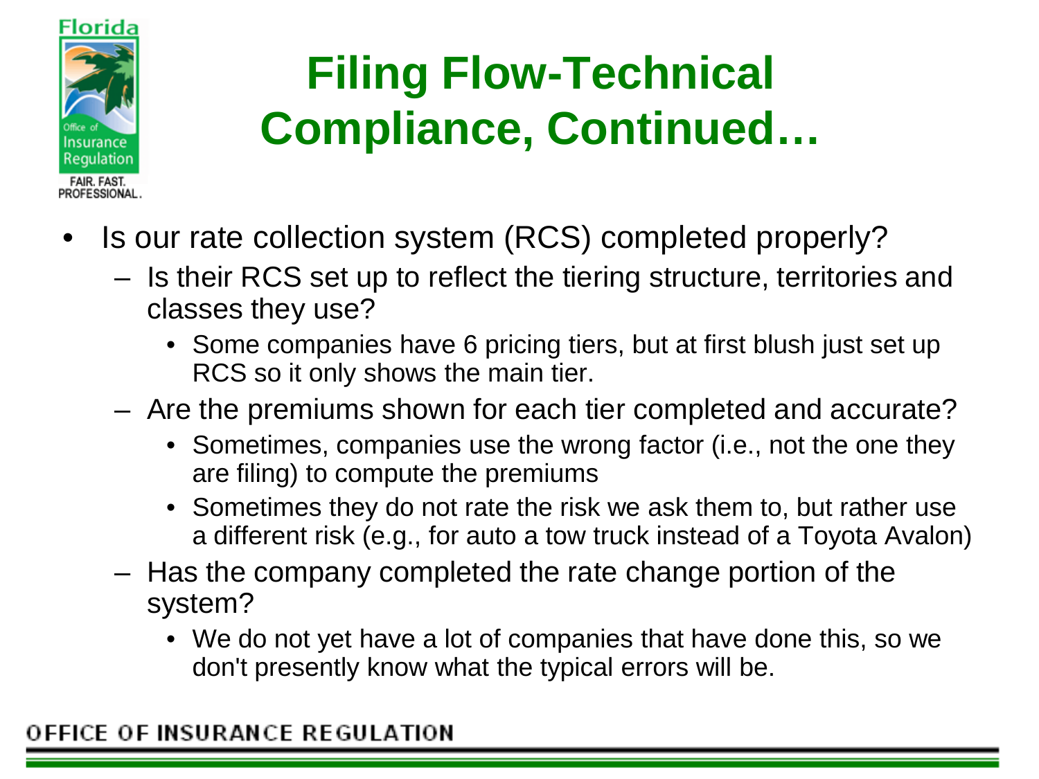# Filing Flow-Technical Compliance, Continued…

- Is our rate collection system (RCS) completed properly?
  - Is their RCS set up to reflect the tiering structure, territories and classes they use?
    - Some companies have 6 pricing tiers, but at first blush just set up RCS so it only shows the main tier.
  - Are the premiums shown for each tier completed and accurate?
    - Sometimes, companies use the wrong factor (i.e., not the one they are filing) to compute the premiums
    - Sometimes they do not rate the risk we ask them to, but rather use a different risk (e.g., for auto a tow truck instead of a Toyota Avalon)
  - Has the company completed the rate change portion of the system?
    - We do not yet have a lot of companies that have done this, so we don't presently know what the typical errors will be.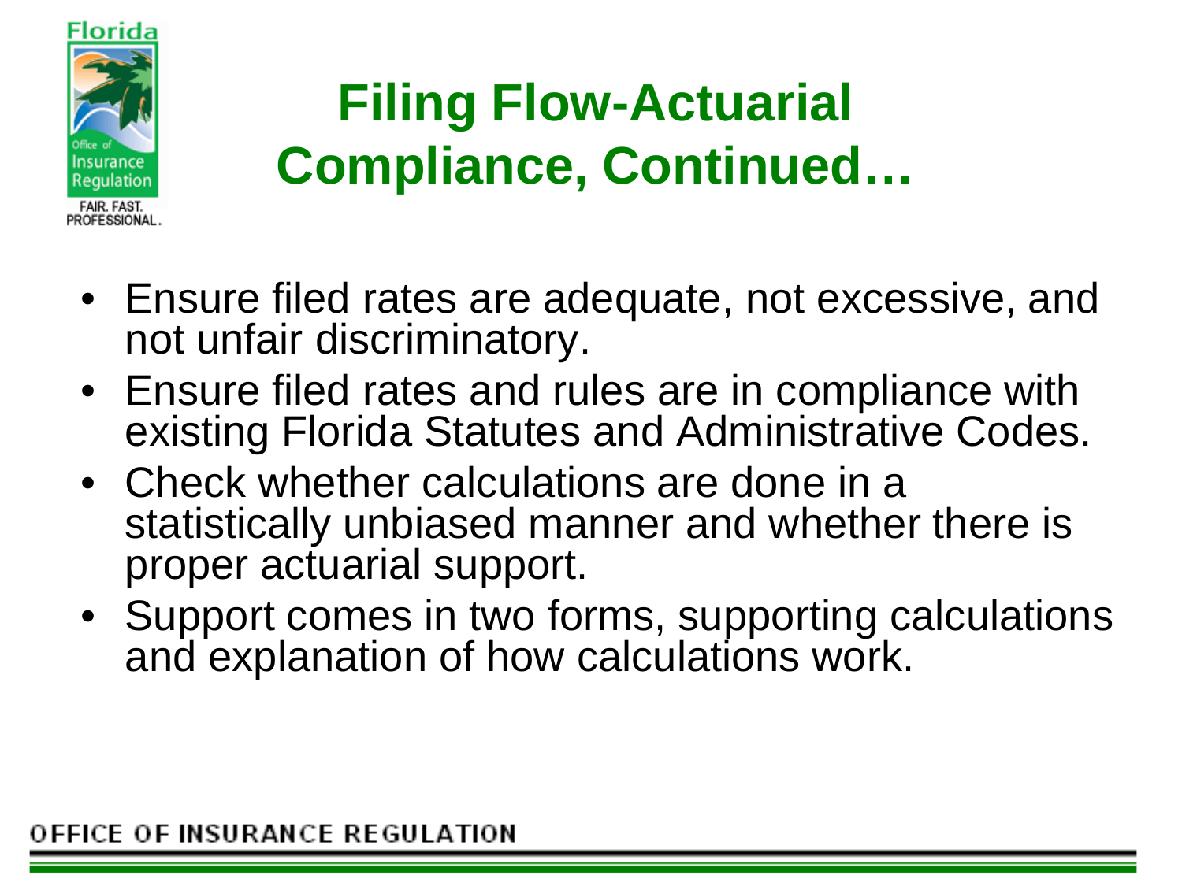# Filing Flow-Actuarial Compliance, Continued…

- Ensure filed rates are adequate, not excessive, and not unfair discriminatory.
- Ensure filed rates and rules are in compliance with existing Florida Statutes and Administrative Codes.
- Check whether calculations are done in a statistically unbiased manner and whether there is proper actuarial support.
- Support comes in two forms, supporting calculations and explanation of how calculations work.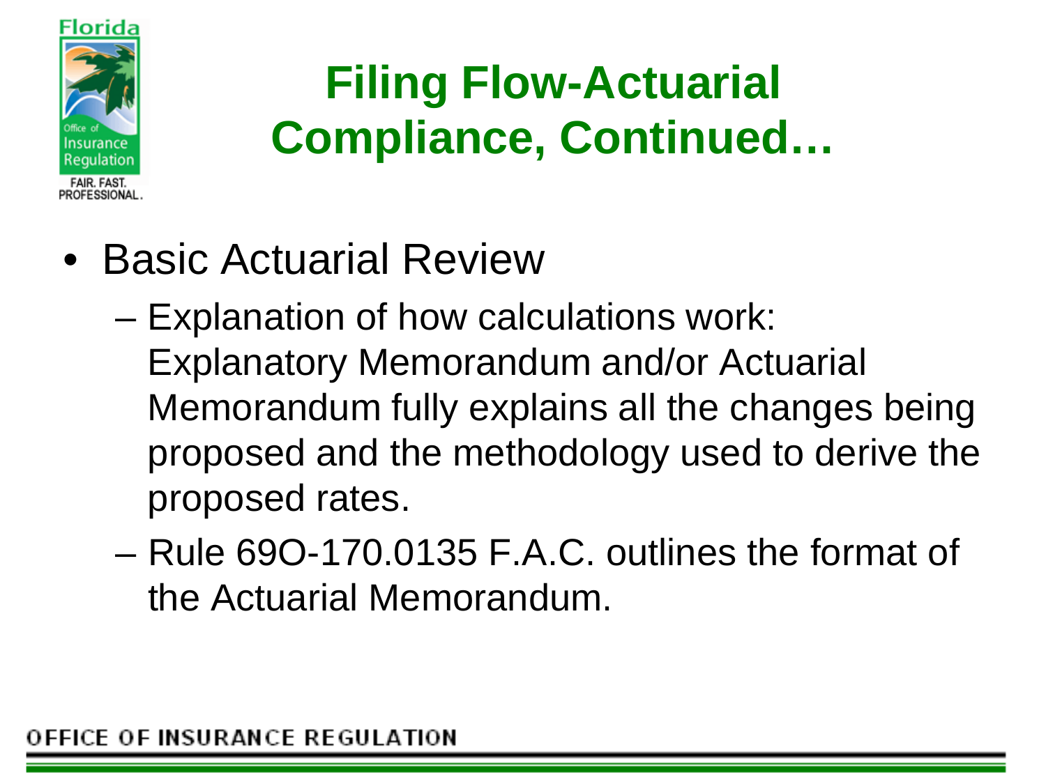# Filing Flow-Actuarial Compliance, Continued…

- Basic Actuarial Review
  - Explanation of how calculations work: Explanatory Memorandum and/or Actuarial Memorandum fully explains all the changes being proposed and the methodology used to derive the proposed rates.
  - Rule 69O-170.0135 F.A.C. outlines the format of the Actuarial Memorandum.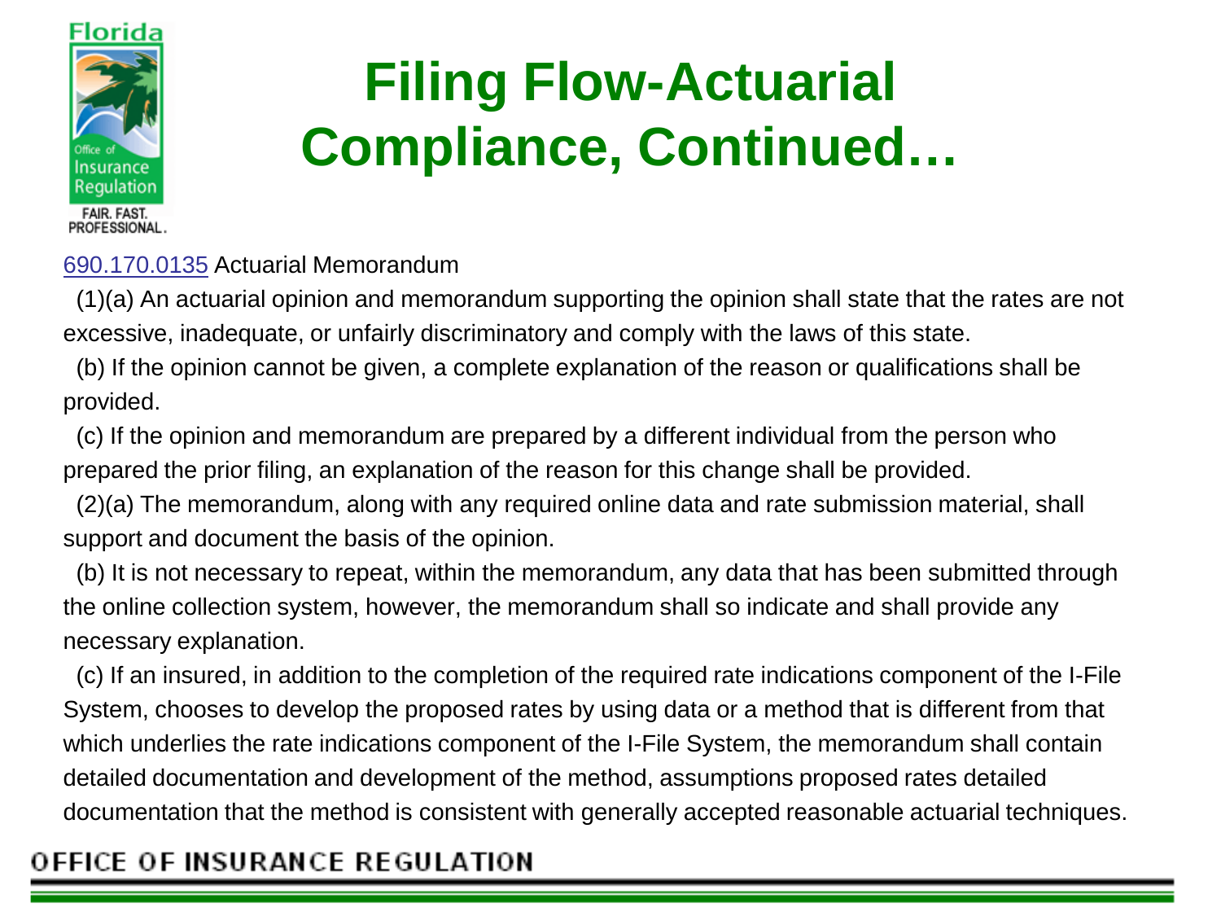# Filing Flow-Actuarial Compliance, Continued…

690.170.0135 Actuarial Memorandum

(1)(a) An actuarial opinion and memorandum supporting the opinion shall state that the rates are not excessive, inadequate, or unfairly discriminatory and comply with the laws of this state.

(b) If the opinion cannot be given, a complete explanation of the reason or qualifications shall be provided.

(c) If the opinion and memorandum are prepared by a different individual from the person who prepared the prior filing, an explanation of the reason for this change shall be provided.

(2)(a) The memorandum, along with any required online data and rate submission material, shall support and document the basis of the opinion.

(b) It is not necessary to repeat, within the memorandum, any data that has been submitted through the online collection system, however, the memorandum shall so indicate and shall provide any necessary explanation.

(c) If an insured, in addition to the completion of the required rate indications component of the I-File System, chooses to develop the proposed rates by using data or a method that is different from that which underlies the rate indications component of the I-File System, the memorandum shall contain detailed documentation and development of the method, assumptions proposed rates detailed documentation that the method is consistent with generally accepted reasonable actuarial techniques.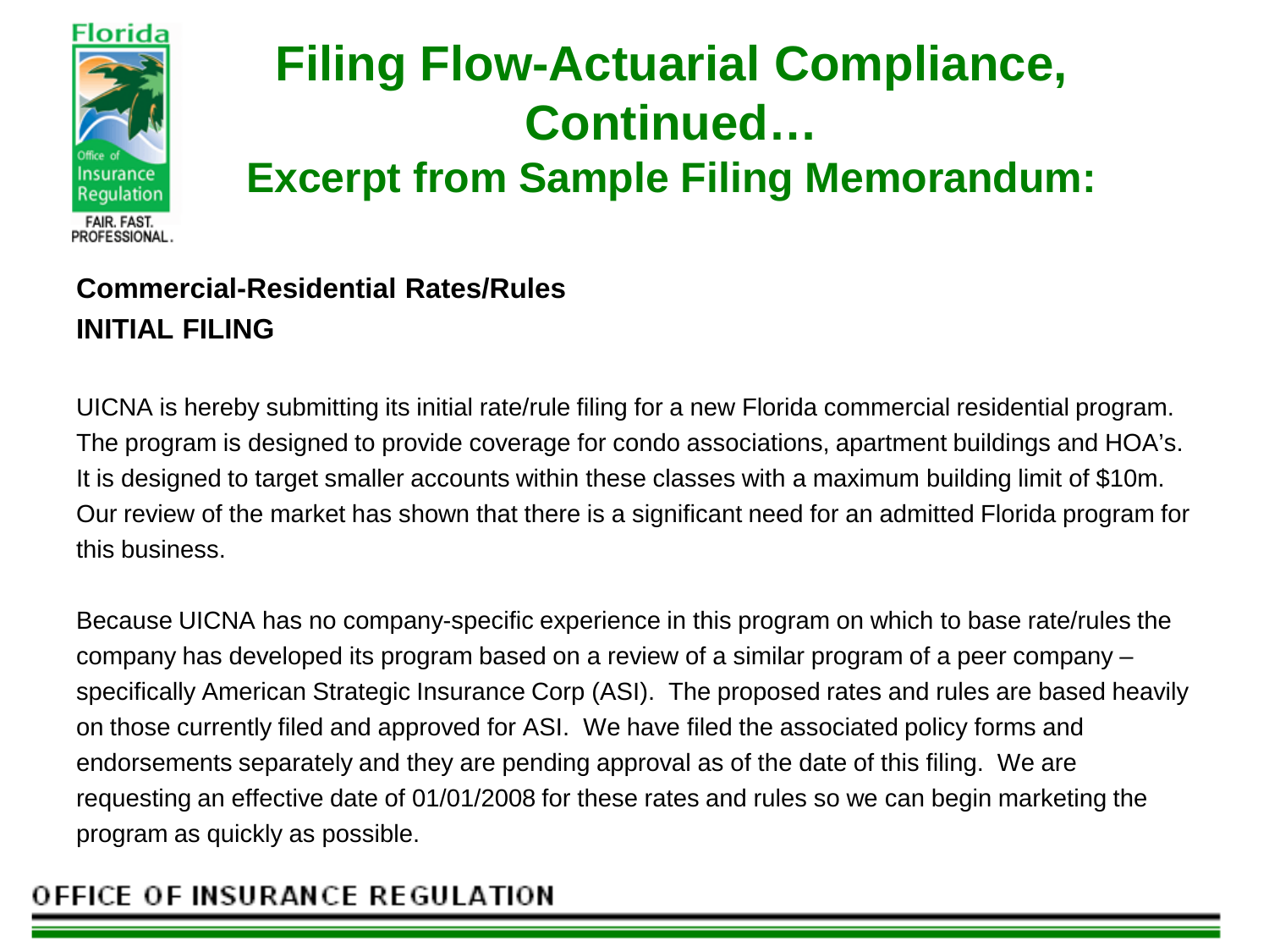# Filing Flow-Actuarial Compliance, Continued…

## Excerpt from Sample Filing Memorandum:

**Commercial-Residential Rates/Rules**
**INITIAL FILING**

UICNA is hereby submitting its initial rate/rule filing for a new Florida commercial residential program. The program is designed to provide coverage for condo associations, apartment buildings and HOA's. It is designed to target smaller accounts within these classes with a maximum building limit of $10m. Our review of the market has shown that there is a significant need for an admitted Florida program for this business.

Because UICNA has no company-specific experience in this program on which to base rate/rules the company has developed its program based on a review of a similar program of a peer company – specifically American Strategic Insurance Corp (ASI). The proposed rates and rules are based heavily on those currently filed and approved for ASI. We have filed the associated policy forms and endorsements separately and they are pending approval as of the date of this filing. We are requesting an effective date of 01/01/2008 for these rates and rules so we can begin marketing the program as quickly as possible.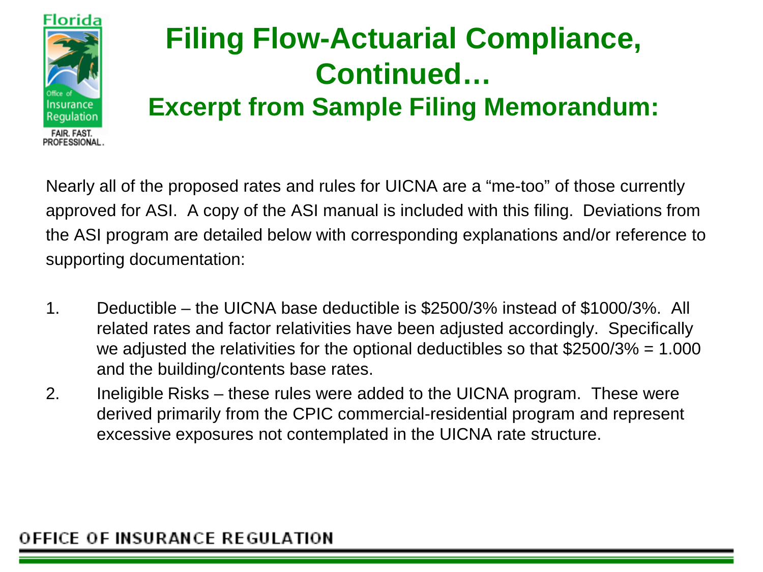# Filing Flow-Actuarial Compliance, Continued…

## Excerpt from Sample Filing Memorandum:

Nearly all of the proposed rates and rules for UICNA are a "me-too" of those currently approved for ASI. A copy of the ASI manual is included with this filing. Deviations from the ASI program are detailed below with corresponding explanations and/or reference to supporting documentation:

1. Deductible – the UICNA base deductible is $2500/3% instead of $1000/3%. All related rates and factor relativities have been adjusted accordingly. Specifically we adjusted the relativities for the optional deductibles so that $2500/3% = 1.000 and the building/contents base rates.
2. Ineligible Risks – these rules were added to the UICNA program. These were derived primarily from the CPIC commercial-residential program and represent excessive exposures not contemplated in the UICNA rate structure.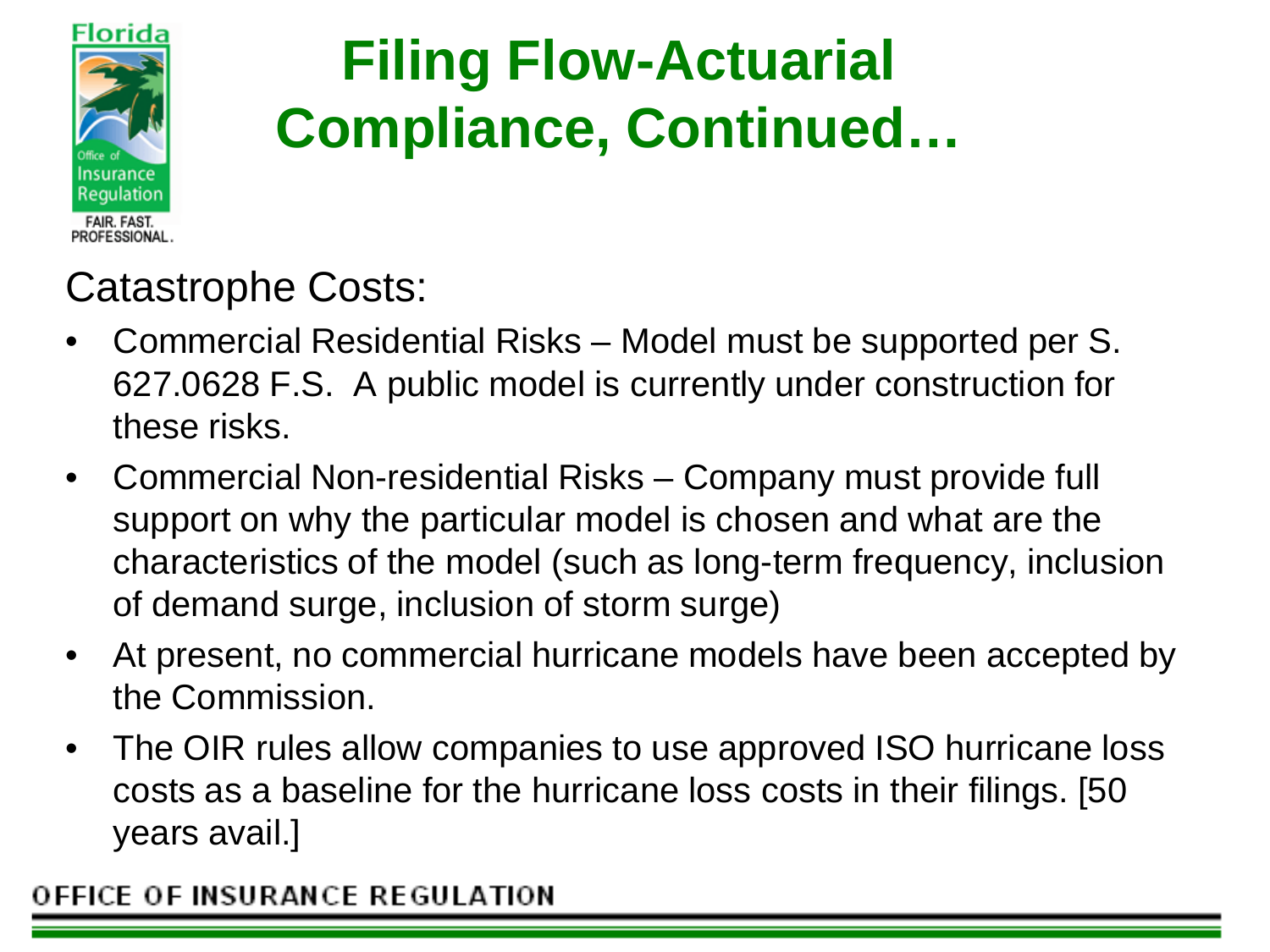# Filing Flow-Actuarial Compliance, Continued…

Catastrophe Costs:

- Commercial Residential Risks – Model must be supported per S. 627.0628 F.S. A public model is currently under construction for these risks.
- Commercial Non-residential Risks – Company must provide full support on why the particular model is chosen and what are the characteristics of the model (such as long-term frequency, inclusion of demand surge, inclusion of storm surge)
- At present, no commercial hurricane models have been accepted by the Commission.
- The OIR rules allow companies to use approved ISO hurricane loss costs as a baseline for the hurricane loss costs in their filings. [50 years avail.]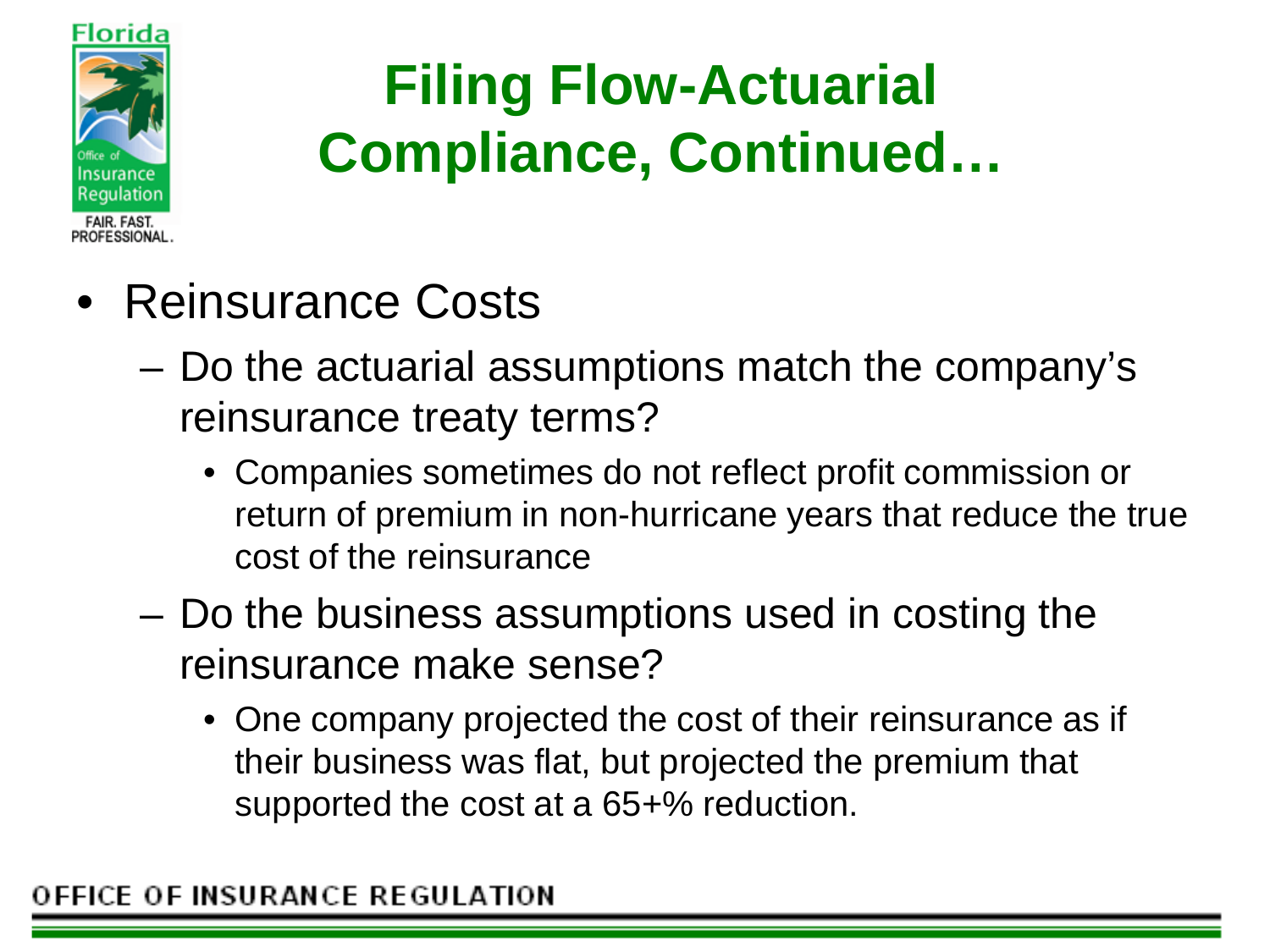# Filing Flow-Actuarial Compliance, Continued…

- Reinsurance Costs
  - Do the actuarial assumptions match the company's reinsurance treaty terms?
    - Companies sometimes do not reflect profit commission or return of premium in non-hurricane years that reduce the true cost of the reinsurance
  - Do the business assumptions used in costing the reinsurance make sense?
    - One company projected the cost of their reinsurance as if their business was flat, but projected the premium that supported the cost at a 65+% reduction.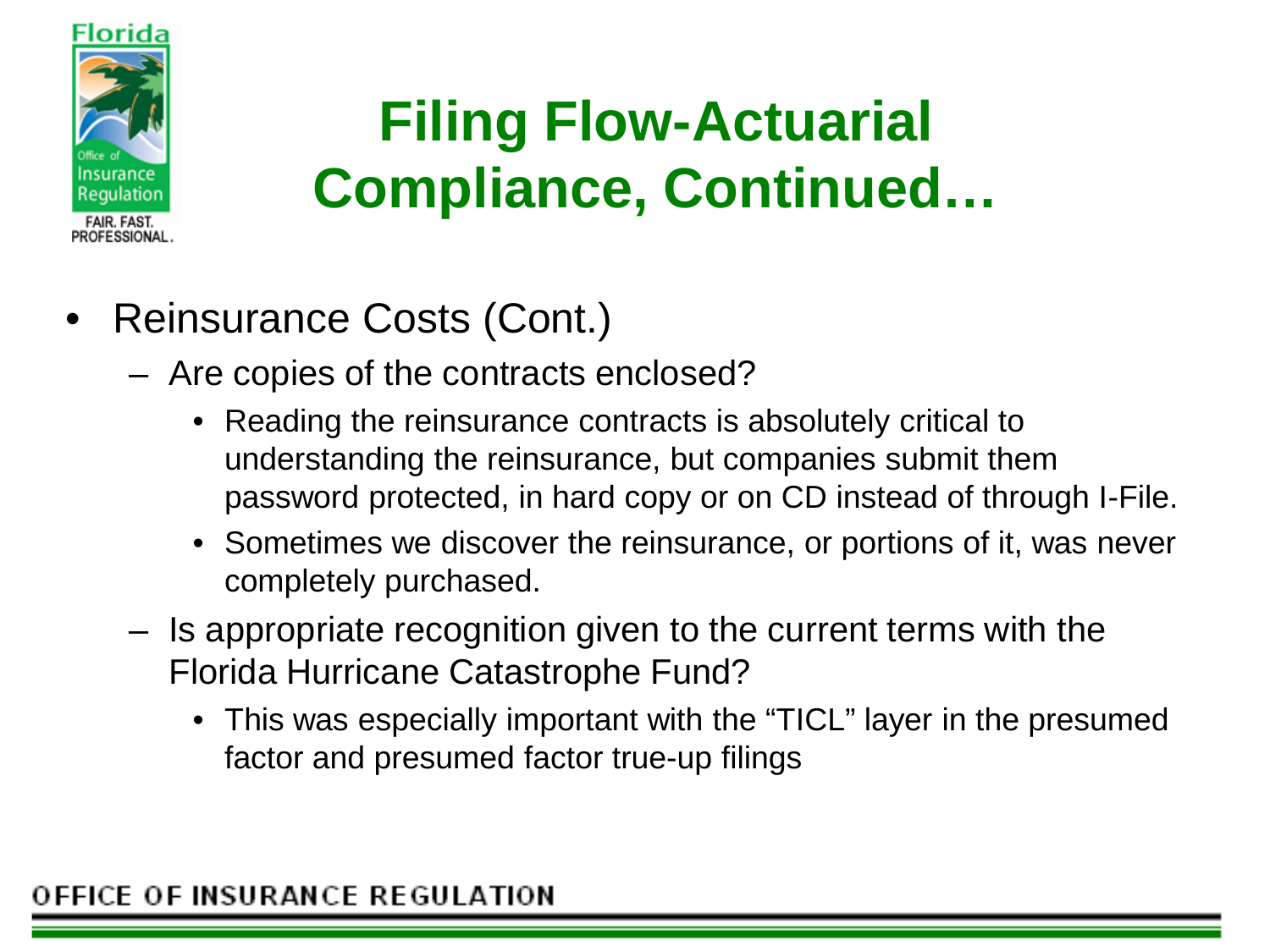# Filing Flow-Actuarial Compliance, Continued…

- Reinsurance Costs (Cont.)
  - Are copies of the contracts enclosed?
    - Reading the reinsurance contracts is absolutely critical to understanding the reinsurance, but companies submit them password protected, in hard copy or on CD instead of through I-File.
    - Sometimes we discover the reinsurance, or portions of it, was never completely purchased.
  - Is appropriate recognition given to the current terms with the Florida Hurricane Catastrophe Fund?
    - This was especially important with the "TICL" layer in the presumed factor and presumed factor true-up filings